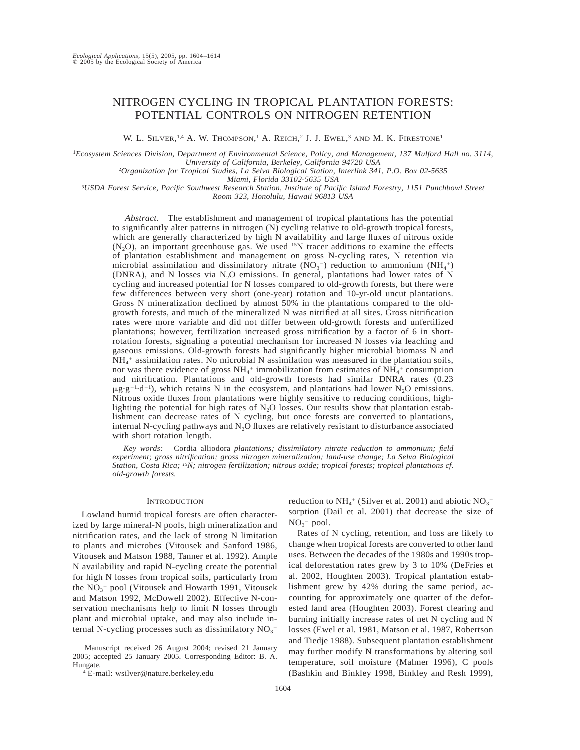# NITROGEN CYCLING IN TROPICAL PLANTATION FORESTS: POTENTIAL CONTROLS ON NITROGEN RETENTION

W. L. Silver,[1,4] A. W. Thompson,[1] A. Reich,[2] J. J. Ewel,[3] and M. K. Firestone[1]

[1]*Ecosystem Sciences Division, Department of Environmental Science, Policy, and Management, 137 Mulford Hall no. 3114, University of California, Berkeley, California 94720 USA*

[2]*Organization for Tropical Studies, La Selva Biological Station, Interlink 341, P.O. Box 02-5635 Miami, Florida 33102-5635 USA*

[3]*USDA Forest Service, Pacific Southwest Research Station, Institute of Pacific Island Forestry, 1151 Punchbowl Street Room 323, Honolulu, Hawaii 96813 USA*

*Abstract.* The establishment and management of tropical plantations has the potential to significantly alter patterns in nitrogen (N) cycling relative to old-growth tropical forests, which are generally characterized by high N availability and large fluxes of nitrous oxide ($N_2O$), an important greenhouse gas. We used $^{15}N$ tracer additions to examine the effects of plantation establishment and management on gross N-cycling rates, N retention via microbial assimilation and dissimilatory nitrate ($NO_3^-$) reduction to ammonium ($NH_4^+$) (DNRA), and N losses via $N_2O$ emissions. In general, plantations had lower rates of N cycling and increased potential for N losses compared to old-growth forests, but there were few differences between very short (one-year) rotation and 10-yr-old uncut plantations. Gross N mineralization declined by almost 50% in the plantations compared to the old-growth forests, and much of the mineralized N was nitrified at all sites. Gross nitrification rates were more variable and did not differ between old-growth forests and unfertilized plantations; however, fertilization increased gross nitrification by a factor of 6 in short-rotation forests, signaling a potential mechanism for increased N losses via leaching and gaseous emissions. Old-growth forests had significantly higher microbial biomass N and $NH_4^+$ assimilation rates. No microbial N assimilation was measured in the plantation soils, nor was there evidence of gross $NH_4^+$ immobilization from estimates of $NH_4^+$ consumption and nitrification. Plantations and old-growth forests had similar DNRA rates (0.23 $\mu g \cdot g^{-1} \cdot d^{-1}$), which retains N in the ecosystem, and plantations had lower $N_2O$ emissions. Nitrous oxide fluxes from plantations were highly sensitive to reducing conditions, highlighting the potential for high rates of $N_2O$ losses. Our results show that plantation establishment can decrease rates of N cycling, but once forests are converted to plantations, internal N-cycling pathways and $N_2O$ fluxes are relatively resistant to disturbance associated with short rotation length.

*Key words:* Cordia alliodora *plantations; dissimilatory nitrate reduction to ammonium; field experiment; gross nitrification; gross nitrogen mineralization; land-use change; La Selva Biological Station, Costa Rica; $^{15}N$; nitrogen fertilization; nitrous oxide; tropical forests; tropical plantations cf. old-growth forests.*

## Introduction

Lowland humid tropical forests are often characterized by large mineral-N pools, high mineralization and nitrification rates, and the lack of strong N limitation to plants and microbes (Vitousek and Sanford 1986, Vitousek and Matson 1988, Tanner et al. 1992). Ample N availability and rapid N-cycling create the potential for high N losses from tropical soils, particularly from the $NO_3^-$ pool (Vitousek and Howarth 1991, Vitousek and Matson 1992, McDowell 2002). Effective N-conservation mechanisms help to limit N losses through plant and microbial uptake, and may also include internal N-cycling processes such as dissimilatory $NO_3^-$ reduction to $NH_4^+$ (Silver et al. 2001) and abiotic $NO_3^-$ sorption (Dail et al. 2001) that decrease the size of $NO_3^-$ pool.

Rates of N cycling, retention, and loss are likely to change when tropical forests are converted to other land uses. Between the decades of the 1980s and 1990s tropical deforestation rates grew by 3 to 10% (DeFries et al. 2002, Houghten 2003). Tropical plantation establishment grew by 42% during the same period, accounting for approximately one quarter of the deforested land area (Houghten 2003). Forest clearing and burning initially increase rates of net N cycling and N losses (Ewel et al. 1981, Matson et al. 1987, Robertson and Tiedje 1988). Subsequent plantation establishment may further modify N transformations by altering soil temperature, soil moisture (Malmer 1996), C pools (Bashkin and Binkley 1998, Binkley and Resh 1999),

Manuscript received 26 August 2004; revised 21 January 2005; accepted 25 January 2005. Corresponding Editor: B. A. Hungate.

[4] E-mail: wsilver@nature.berkeley.edu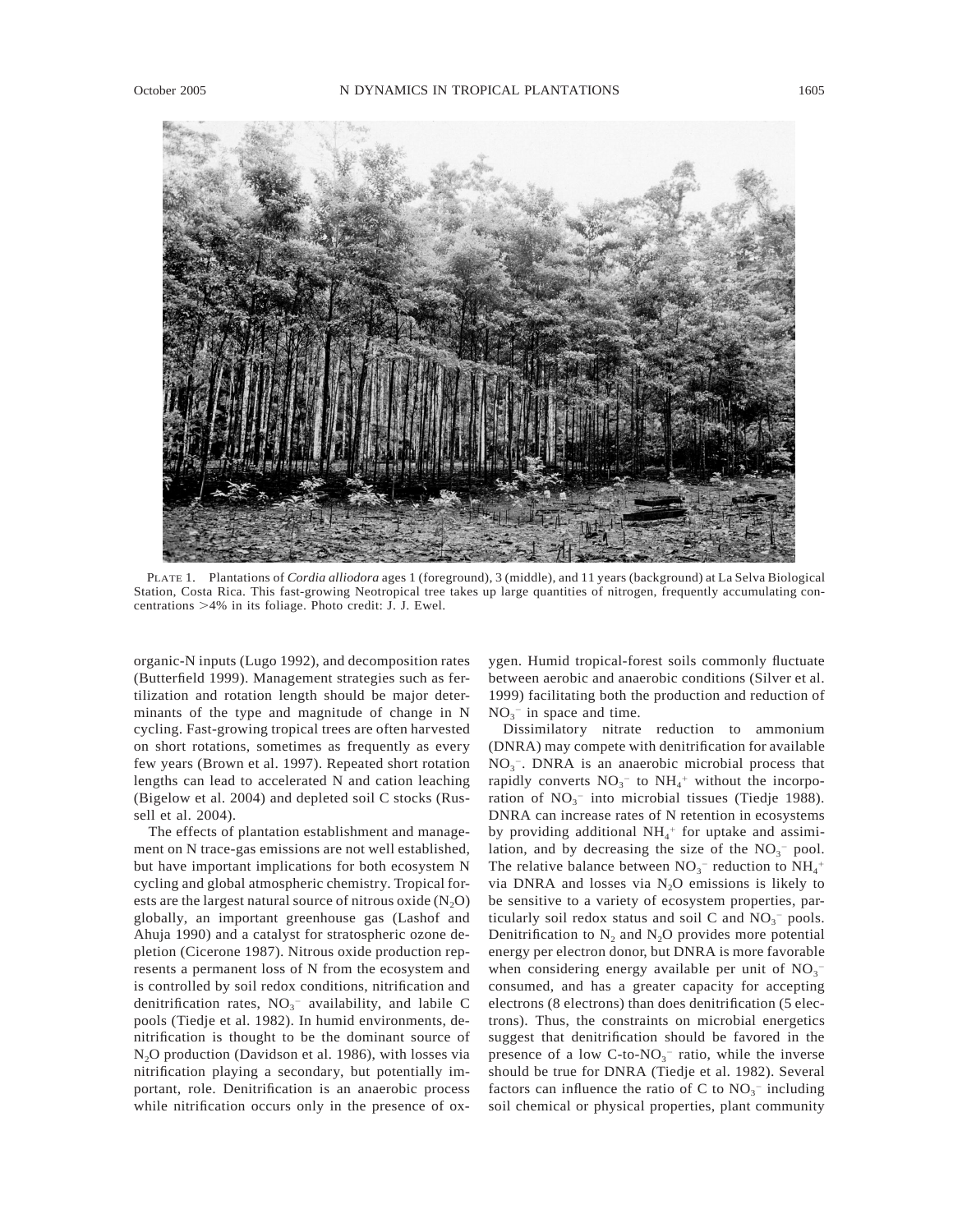PLATE 1. Plantations of *Cordia alliodora* ages 1 (foreground), 3 (middle), and 11 years (background) at La Selva Biological Station, Costa Rica. This fast-growing Neotropical tree takes up large quantities of nitrogen, frequently accumulating concentrations >4% in its foliage. Photo credit: J. J. Ewel.

organic-N inputs (Lugo 1992), and decomposition rates (Butterfield 1999). Management strategies such as fertilization and rotation length should be major determinants of the type and magnitude of change in N cycling. Fast-growing tropical trees are often harvested on short rotations, sometimes as frequently as every few years (Brown et al. 1997). Repeated short rotation lengths can lead to accelerated N and cation leaching (Bigelow et al. 2004) and depleted soil C stocks (Russell et al. 2004).

The effects of plantation establishment and management on N trace-gas emissions are not well established, but have important implications for both ecosystem N cycling and global atmospheric chemistry. Tropical forests are the largest natural source of nitrous oxide ($N_2O$) globally, an important greenhouse gas (Lashof and Ahuja 1990) and a catalyst for stratospheric ozone depletion (Cicerone 1987). Nitrous oxide production represents a permanent loss of N from the ecosystem and is controlled by soil redox conditions, nitrification and denitrification rates, $NO_3^-$ availability, and labile C pools (Tiedje et al. 1982). In humid environments, denitrification is thought to be the dominant source of $N_2O$ production (Davidson et al. 1986), with losses via nitrification playing a secondary, but potentially important, role. Denitrification is an anaerobic process while nitrification occurs only in the presence of oxygen. Humid tropical-forest soils commonly fluctuate between aerobic and anaerobic conditions (Silver et al. 1999) facilitating both the production and reduction of $NO_3^-$ in space and time.

Dissimilatory nitrate reduction to ammonium (DNRA) may compete with denitrification for available $NO_3^-$. DNRA is an anaerobic microbial process that rapidly converts $NO_3^-$ to $NH_4^+$ without the incorporation of $NO_3^-$ into microbial tissues (Tiedje 1988). DNRA can increase rates of N retention in ecosystems by providing additional $NH_4^+$ for uptake and assimilation, and by decreasing the size of the $NO_3^-$ pool. The relative balance between $NO_3^-$ reduction to $NH_4^+$ via DNRA and losses via $N_2O$ emissions is likely to be sensitive to a variety of ecosystem properties, particularly soil redox status and soil C and $NO_3^-$ pools. Denitrification to $N_2$ and $N_2O$ provides more potential energy per electron donor, but DNRA is more favorable when considering energy available per unit of $NO_3^-$ consumed, and has a greater capacity for accepting electrons (8 electrons) than does denitrification (5 electrons). Thus, the constraints on microbial energetics suggest that denitrification should be favored in the presence of a low C-to-$NO_3^-$ ratio, while the inverse should be true for DNRA (Tiedje et al. 1982). Several factors can influence the ratio of C to $NO_3^-$ including soil chemical or physical properties, plant community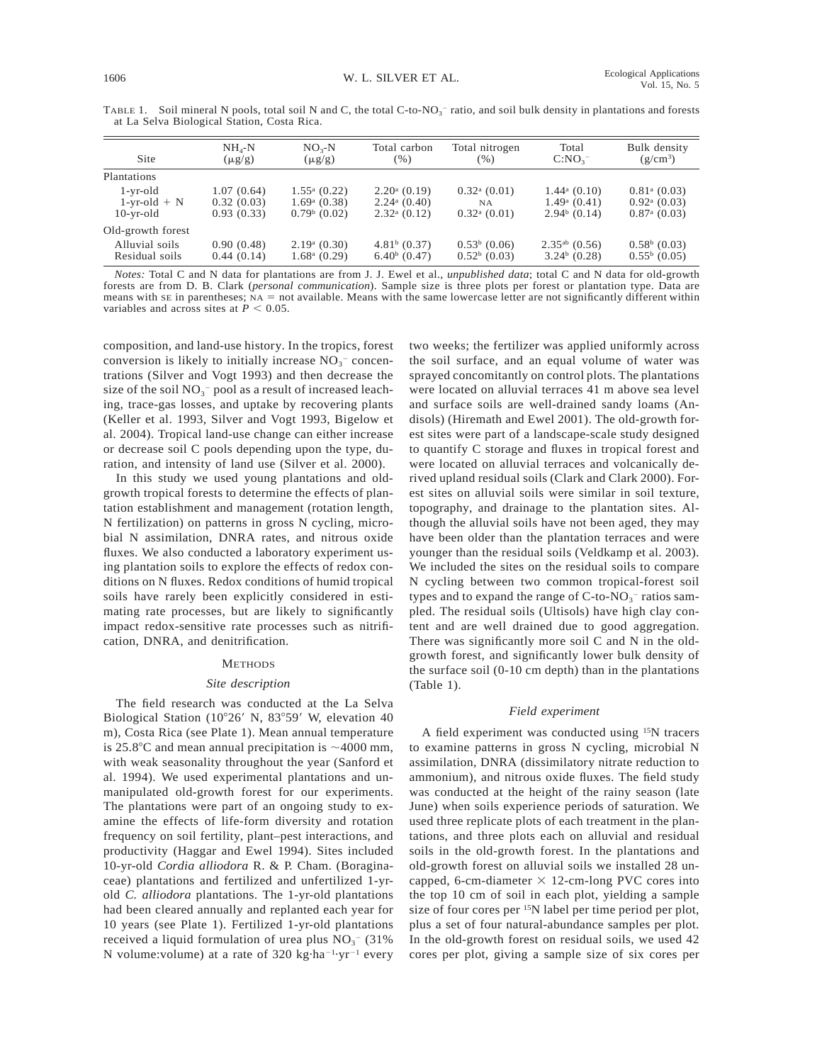TABLE 1. Soil mineral N pools, total soil N and C, the total C-to-$NO_3^-$ ratio, and soil bulk density in plantations and forests at La Selva Biological Station, Costa Rica.

| Site | $NH_4$-N ($\mu$g/g) | $NO_3$-N ($\mu$g/g) | Total carbon (%) | Total nitrogen (%) | Total C:$NO_3^-$ | Bulk density (g/cm$^3$) |
|---|---|---|---|---|---|---|
| Plantations | | | | | | |
| 1-yr-old | 1.07 (0.64) | 1.55$^a$ (0.22) | 2.20$^a$ (0.19) | 0.32$^a$ (0.01) | 1.44$^a$ (0.10) | 0.81$^a$ (0.03) |
| 1-yr-old + N | 0.32 (0.03) | 1.69$^a$ (0.38) | 2.24$^a$ (0.40) | NA | 1.49$^a$ (0.41) | 0.92$^a$ (0.03) |
| 10-yr-old | 0.93 (0.33) | 0.79$^b$ (0.02) | 2.32$^a$ (0.12) | 0.32$^a$ (0.01) | 2.94$^b$ (0.14) | 0.87$^a$ (0.03) |
| Old-growth forest | | | | | | |
| Alluvial soils | 0.90 (0.48) | 2.19$^a$ (0.30) | 4.81$^b$ (0.37) | 0.53$^b$ (0.06) | 2.35$^{ab}$ (0.56) | 0.58$^b$ (0.03) |
| Residual soils | 0.44 (0.14) | 1.68$^a$ (0.29) | 6.40$^b$ (0.47) | 0.52$^b$ (0.03) | 3.24$^b$ (0.28) | 0.55$^b$ (0.05) |

*Notes:* Total C and N data for plantations are from J. J. Ewel et al., *unpublished data*; total C and N data for old-growth forests are from D. B. Clark (*personal communication*). Sample size is three plots per forest or plantation type. Data are means with SE in parentheses; NA = not available. Means with the same lowercase letter are not significantly different within variables and across sites at $P < 0.05$.

composition, and land-use history. In the tropics, forest conversion is likely to initially increase $NO_3^-$ concentrations (Silver and Vogt 1993) and then decrease the size of the soil $NO_3^-$ pool as a result of increased leaching, trace-gas losses, and uptake by recovering plants (Keller et al. 1993, Silver and Vogt 1993, Bigelow et al. 2004). Tropical land-use change can either increase or decrease soil C pools depending upon the type, duration, and intensity of land use (Silver et al. 2000).

In this study we used young plantations and old-growth tropical forests to determine the effects of plantation establishment and management (rotation length, N fertilization) on patterns in gross N cycling, microbial N assimilation, DNRA rates, and nitrous oxide fluxes. We also conducted a laboratory experiment using plantation soils to explore the effects of redox conditions on N fluxes. Redox conditions of humid tropical soils have rarely been explicitly considered in estimating rate processes, but are likely to significantly impact redox-sensitive rate processes such as nitrification, DNRA, and denitrification.

## METHODS

### *Site description*

The field research was conducted at the La Selva Biological Station (10°26′ N, 83°59′ W, elevation 40 m), Costa Rica (see Plate 1). Mean annual temperature is 25.8°C and mean annual precipitation is ~4000 mm, with weak seasonality throughout the year (Sanford et al. 1994). We used experimental plantations and unmanipulated old-growth forest for our experiments. The plantations were part of an ongoing study to examine the effects of life-form diversity and rotation frequency on soil fertility, plant–pest interactions, and productivity (Haggar and Ewel 1994). Sites included 10-yr-old *Cordia alliodora* R. & P. Cham. (Boraginaceae) plantations and fertilized and unfertilized 1-yr-old *C. alliodora* plantations. The 1-yr-old plantations had been cleared annually and replanted each year for 10 years (see Plate 1). Fertilized 1-yr-old plantations received a liquid formulation of urea plus $NO_3^-$ (31% N volume:volume) at a rate of 320 kg·ha$^{-1}$·yr$^{-1}$ every two weeks; the fertilizer was applied uniformly across the soil surface, and an equal volume of water was sprayed concomitantly on control plots. The plantations were located on alluvial terraces 41 m above sea level and surface soils are well-drained sandy loams (Andisols) (Hiremath and Ewel 2001). The old-growth forest sites were part of a landscape-scale study designed to quantify C storage and fluxes in tropical forest and were located on alluvial terraces and volcanically derived upland residual soils (Clark and Clark 2000). Forest sites on alluvial soils were similar in soil texture, topography, and drainage to the plantation sites. Although the alluvial soils have not been aged, they may have been older than the plantation terraces and were younger than the residual soils (Veldkamp et al. 2003). We included the sites on the residual soils to compare N cycling between two common tropical-forest soil types and to expand the range of C-to-$NO_3^-$ ratios sampled. The residual soils (Ultisols) have high clay content and are well drained due to good aggregation. There was significantly more soil C and N in the old-growth forest, and significantly lower bulk density of the surface soil (0-10 cm depth) than in the plantations (Table 1).

### *Field experiment*

A field experiment was conducted using $^{15}$N tracers to examine patterns in gross N cycling, microbial N assimilation, DNRA (dissimilatory nitrate reduction to ammonium), and nitrous oxide fluxes. The field study was conducted at the height of the rainy season (late June) when soils experience periods of saturation. We used three replicate plots of each treatment in the plantations, and three plots each on alluvial and residual soils in the old-growth forest. In the plantations and old-growth forest on alluvial soils we installed 28 uncapped, 6-cm-diameter × 12-cm-long PVC cores into the top 10 cm of soil in each plot, yielding a sample size of four cores per $^{15}$N label per time period per plot, plus a set of four natural-abundance samples per plot. In the old-growth forest on residual soils, we used 42 cores per plot, giving a sample size of six cores per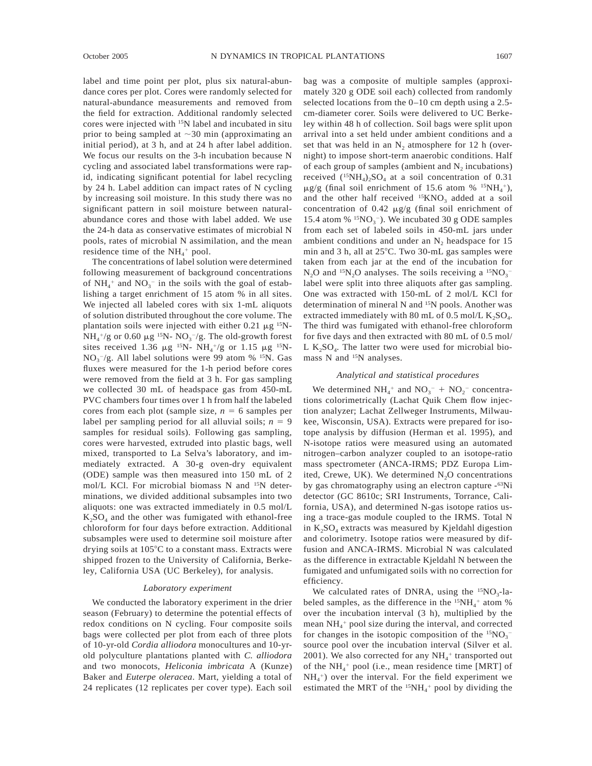label and time point per plot, plus six natural-abundance cores per plot. Cores were randomly selected for natural-abundance measurements and removed from the field for extraction. Additional randomly selected cores were injected with $^{15}N$ label and incubated in situ prior to being sampled at ~30 min (approximating an initial period), at 3 h, and at 24 h after label addition. We focus our results on the 3-h incubation because N cycling and associated label transformations were rapid, indicating significant potential for label recycling by 24 h. Label addition can impact rates of N cycling by increasing soil moisture. In this study there was no significant pattern in soil moisture between natural-abundance cores and those with label added. We use the 24-h data as conservative estimates of microbial N pools, rates of microbial N assimilation, and the mean residence time of the $NH_4^+$ pool.

The concentrations of label solution were determined following measurement of background concentrations of $NH_4^+$ and $NO_3^-$ in the soils with the goal of establishing a target enrichment of 15 atom % in all sites. We injected all labeled cores with six 1-mL aliquots of solution distributed throughout the core volume. The plantation soils were injected with either 0.21 μg $^{15}N$-$NH_4^+$/g or 0.60 μg $^{15}N$- $NO_3^-$/g. The old-growth forest sites received 1.36 μg $^{15}N$- $NH_4^+$/g or 1.15 μg $^{15}N$-$NO_3^-$/g. All label solutions were 99 atom % $^{15}N$. Gas fluxes were measured for the 1-h period before cores were removed from the field at 3 h. For gas sampling we collected 30 mL of headspace gas from 450-mL PVC chambers four times over 1 h from half the labeled cores from each plot (sample size, $n$ = 6 samples per label per sampling period for all alluvial soils; $n$ = 9 samples for residual soils). Following gas sampling, cores were harvested, extruded into plastic bags, well mixed, transported to La Selva's laboratory, and immediately extracted. A 30-g oven-dry equivalent (ODE) sample was then measured into 150 mL of 2 mol/L KCl. For microbial biomass N and $^{15}N$ determinations, we divided additional subsamples into two aliquots: one was extracted immediately in 0.5 mol/L $K_2SO_4$ and the other was fumigated with ethanol-free chloroform for four days before extraction. Additional subsamples were used to determine soil moisture after drying soils at 105°C to a constant mass. Extracts were shipped frozen to the University of California, Berkeley, California USA (UC Berkeley), for analysis.

### *Laboratory experiment*

We conducted the laboratory experiment in the drier season (February) to determine the potential effects of redox conditions on N cycling. Four composite soils bags were collected per plot from each of three plots of 10-yr-old *Cordia alliodora* monocultures and 10-yr-old polyculture plantations planted with *C. alliodora* and two monocots, *Heliconia imbricata* A (Kunze) Baker and *Euterpe oleracea*. Mart, yielding a total of 24 replicates (12 replicates per cover type). Each soil bag was a composite of multiple samples (approximately 320 g ODE soil each) collected from randomly selected locations from the 0–10 cm depth using a 2.5-cm-diameter corer. Soils were delivered to UC Berkeley within 48 h of collection. Soil bags were split upon arrival into a set held under ambient conditions and a set that was held in an $N_2$ atmosphere for 12 h (overnight) to impose short-term anaerobic conditions. Half of each group of samples (ambient and $N_2$ incubations) received $(^{15}NH_4)_2SO_4$ at a soil concentration of 0.31 μg/g (final soil enrichment of 15.6 atom % $^{15}NH_4^+$), and the other half received $^{15}KNO_3$ added at a soil concentration of 0.42 μg/g (final soil enrichment of 15.4 atom % $^{15}NO_3^-$). We incubated 30 g ODE samples from each set of labeled soils in 450-mL jars under ambient conditions and under an $N_2$ headspace for 15 min and 3 h, all at 25°C. Two 30-mL gas samples were taken from each jar at the end of the incubation for $N_2O$ and $^{15}N_2O$ analyses. The soils receiving a $^{15}NO_3^-$ label were split into three aliquots after gas sampling. One was extracted with 150-mL of 2 mol/L KCl for determination of mineral N and $^{15}N$ pools. Another was extracted immediately with 80 mL of 0.5 mol/L $K_2SO_4$. The third was fumigated with ethanol-free chloroform for five days and then extracted with 80 mL of 0.5 mol/L $K_2SO_4$. The latter two were used for microbial biomass N and $^{15}N$ analyses.

### *Analytical and statistical procedures*

We determined $NH_4^+$ and $NO_3^-$ + $NO_2^-$ concentrations colorimetrically (Lachat Quik Chem flow injection analyzer; Lachat Zellweger Instruments, Milwaukee, Wisconsin, USA). Extracts were prepared for isotope analysis by diffusion (Herman et al. 1995), and N-isotope ratios were measured using an automated nitrogen–carbon analyzer coupled to an isotope-ratio mass spectrometer (ANCA-IRMS; PDZ Europa Limited, Crewe, UK). We determined $N_2O$ concentrations by gas chromatography using an electron capture -$^{63}Ni$ detector (GC 8610c; SRI Instruments, Torrance, California, USA), and determined N-gas isotope ratios using a trace-gas module coupled to the IRMS. Total N in $K_2SO_4$ extracts was measured by Kjeldahl digestion and colorimetry. Isotope ratios were measured by diffusion and ANCA-IRMS. Microbial N was calculated as the difference in extractable Kjeldahl N between the fumigated and unfumigated soils with no correction for efficiency.

We calculated rates of DNRA, using the $^{15}NO_3$-labeled samples, as the difference in the $^{15}NH_4^+$ atom % over the incubation interval (3 h), multiplied by the mean $NH_4^+$ pool size during the interval, and corrected for changes in the isotopic composition of the $^{15}NO_3^-$ source pool over the incubation interval (Silver et al. 2001). We also corrected for any $NH_4^+$ transported out of the $NH_4^+$ pool (i.e., mean residence time [MRT] of $NH_4^+$) over the interval. For the field experiment we estimated the MRT of the $^{15}NH_4^+$ pool by dividing the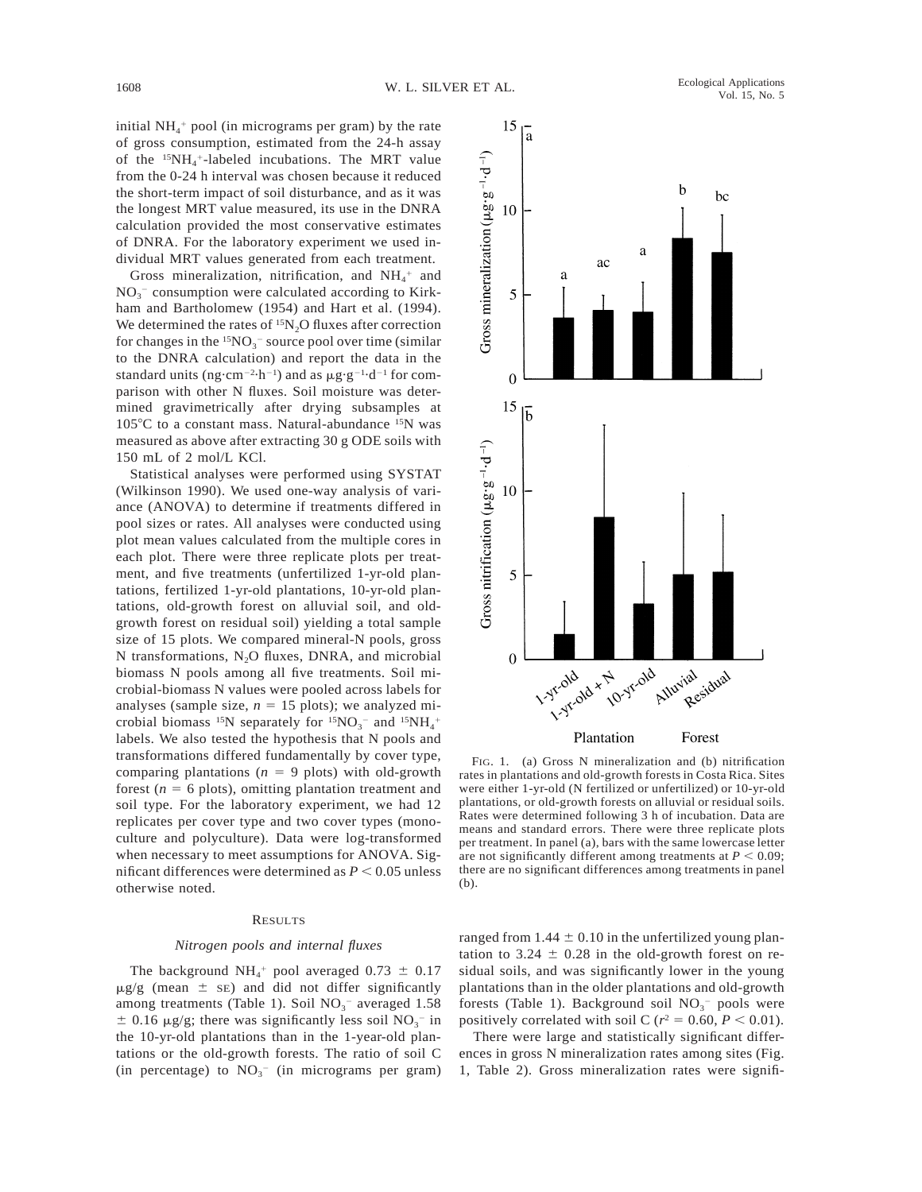initial $NH_4^+$ pool (in micrograms per gram) by the rate of gross consumption, estimated from the 24-h assay of the $^{15}NH_4^+$-labeled incubations. The MRT value from the 0-24 h interval was chosen because it reduced the short-term impact of soil disturbance, and as it was the longest MRT value measured, its use in the DNRA calculation provided the most conservative estimates of DNRA. For the laboratory experiment we used individual MRT values generated from each treatment.

Gross mineralization, nitrification, and $NH_4^+$ and $NO_3^-$ consumption were calculated according to Kirkham and Bartholomew (1954) and Hart et al. (1994). We determined the rates of $^{15}N_2O$ fluxes after correction for changes in the $^{15}NO_3^-$ source pool over time (similar to the DNRA calculation) and report the data in the standard units ($ng \cdot cm^{-2} \cdot h^{-1}$) and as $\mu g \cdot g^{-1} \cdot d^{-1}$ for comparison with other N fluxes. Soil moisture was determined gravimetrically after drying subsamples at 105°C to a constant mass. Natural-abundance $^{15}N$ was measured as above after extracting 30 g ODE soils with 150 mL of 2 mol/L KCl.

Statistical analyses were performed using SYSTAT (Wilkinson 1990). We used one-way analysis of variance (ANOVA) to determine if treatments differed in pool sizes or rates. All analyses were conducted using plot mean values calculated from the multiple cores in each plot. There were three replicate plots per treatment, and five treatments (unfertilized 1-yr-old plantations, fertilized 1-yr-old plantations, 10-yr-old plantations, old-growth forest on alluvial soil, and old-growth forest on residual soil) yielding a total sample size of 15 plots. We compared mineral-N pools, gross N transformations, $N_2O$ fluxes, DNRA, and microbial biomass N pools among all five treatments. Soil microbial-biomass N values were pooled across labels for analyses (sample size, $n = 15$ plots); we analyzed microbial biomass $^{15}N$ separately for $^{15}NO_3^-$ and $^{15}NH_4^+$ labels. We also tested the hypothesis that N pools and transformations differed fundamentally by cover type, comparing plantations ($n = 9$ plots) with old-growth forest ($n = 6$ plots), omitting plantation treatment and soil type. For the laboratory experiment, we had 12 replicates per cover type and two cover types (monoculture and polyculture). Data were log-transformed when necessary to meet assumptions for ANOVA. Significant differences were determined as $P < 0.05$ unless otherwise noted.

## RESULTS

### *Nitrogen pools and internal fluxes*

The background $NH_4^+$ pool averaged $0.73 \pm 0.17$ $\mu g/g$ (mean $\pm$ SE) and did not differ significantly among treatments (Table 1). Soil $NO_3^-$ averaged $1.58 \pm 0.16$ $\mu g/g$; there was significantly less soil $NO_3^-$ in the 10-yr-old plantations than in the 1-year-old plantations or the old-growth forests. The ratio of soil C (in percentage) to $NO_3^-$ (in micrograms per gram) ranged from $1.44 \pm 0.10$ in the unfertilized young plantation to $3.24 \pm 0.28$ in the old-growth forest on residual soils, and was significantly lower in the young plantations than in the older plantations and old-growth forests (Table 1). Background soil $NO_3^-$ pools were positively correlated with soil C ($r^2 = 0.60$, $P < 0.01$).

There were large and statistically significant differences in gross N mineralization rates among sites (Fig. 1, Table 2). Gross mineralization rates were signifi-

FIG. 1. (a) Gross N mineralization and (b) nitrification rates in plantations and old-growth forests in Costa Rica. Sites were either 1-yr-old (N fertilized or unfertilized) or 10-yr-old plantations, or old-growth forests on alluvial or residual soils. Rates were determined following 3 h of incubation. Data are means and standard errors. There were three replicate plots per treatment. In panel (a), bars with the same lowercase letter are not significantly different among treatments at $P < 0.09$; there are no significant differences among treatments in panel (b).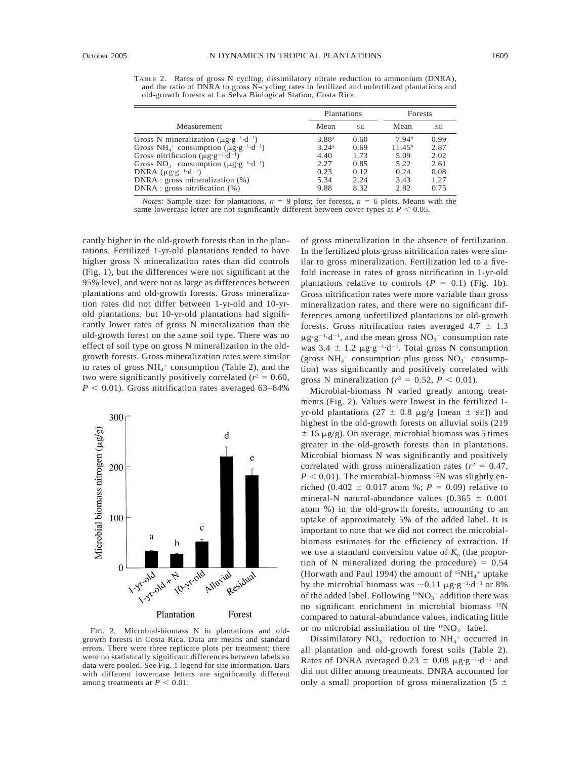TABLE 2. Rates of gross N cycling, dissimilatory nitrate reduction to ammonium (DNRA), and the ratio of DNRA to gross N-cycling rates in fertilized and unfertilized plantations and old-growth forests at La Selva Biological Station, Costa Rica.

| Measurement | Plantations | | Forests | |
|---|---|---|---|---|
| | Mean | SE | Mean | SE |
| Gross N mineralization ($\mu g \cdot g^{-1} \cdot d^{-1}$) | 3.88[a] | 0.60 | 7.94[b] | 0.99 |
| Gross $NH_4^+$ consumption ($\mu g \cdot g^{-1} \cdot d^{-1}$) | 3.24[a] | 0.69 | 11.45[b] | 2.87 |
| Gross nitrification ($\mu g \cdot g^{-1} \cdot d^{-1}$) | 4.40 | 1.73 | 5.09 | 2.02 |
| Gross $NO_3^-$ consumption ($\mu g \cdot g^{-1} \cdot d^{-1}$) | 2.27 | 0.85 | 5.22 | 2.61 |
| DNRA ($\mu g \cdot g^{-1} \cdot d^{-1}$) | 0.23 | 0.12 | 0.24 | 0.08 |
| DNRA : gross mineralization (%) | 5.34 | 2.24 | 3.43 | 1.27 |
| DNRA : gross nitrification (%) | 9.88 | 8.32 | 2.82 | 0.75 |

*Notes:* Sample size: for plantations, $n = 9$ plots; for forests, $n = 6$ plots. Means with the same lowercase letter are not significantly different between cover types at $P < 0.05$.

cantly higher in the old-growth forests than in the plantations. Fertilized 1-yr-old plantations tended to have higher gross N mineralization rates than did controls (Fig. 1), but the differences were not significant at the 95% level, and were not as large as differences between plantations and old-growth forests. Gross mineralization rates did not differ between 1-yr-old and 10-yr-old plantations, but 10-yr-old plantations had significantly lower rates of gross N mineralization than the old-growth forest on the same soil type. There was no effect of soil type on gross N mineralization in the old-growth forests. Gross mineralization rates were similar to rates of gross $NH_4^+$ consumption (Table 2), and the two were significantly positively correlated ($r^2 = 0.60$, $P < 0.01$). Gross nitrification rates averaged 63–64%

FIG. 2. Microbial-biomass N in plantations and old-growth forests in Costa Rica. Data are means and standard errors. There were three replicate plots per treatment; there were no statistically significant differences between labels so data were pooled. See Fig. 1 legend for site information. Bars with different lowercase letters are significantly different among treatments at $P < 0.01$.

of gross mineralization in the absence of fertilization. In the fertilized plots gross nitrification rates were similar to gross mineralization. Fertilization led to a fivefold increase in rates of gross nitrification in 1-yr-old plantations relative to controls ($P = 0.1$) (Fig. 1b). Gross nitrification rates were more variable than gross mineralization rates, and there were no significant differences among unfertilized plantations or old-growth forests. Gross nitrification rates averaged $4.7 \pm 1.3$ $\mu g \cdot g^{-1} \cdot d^{-1}$, and the mean gross $NO_3^-$ consumption rate was $3.4 \pm 1.2$ $\mu g \cdot g^{-1} \cdot d^{-1}$. Total gross N consumption (gross $NH_4^+$ consumption plus gross $NO_3^-$ consumption) was significantly and positively correlated with gross N mineralization ($r^2 = 0.52$, $P < 0.01$).

Microbial-biomass N varied greatly among treatments (Fig. 2). Values were lowest in the fertilized 1-yr-old plantations ($27 \pm 0.8$ $\mu g/g$ [mean $\pm$ SE]) and highest in the old-growth forests on alluvial soils (219 $\pm$ 15 $\mu g/g$). On average, microbial biomass was 5 times greater in the old-growth forests than in plantations. Microbial biomass N was significantly and positively correlated with gross mineralization rates ($r^2 = 0.47$, $P < 0.01$). The microbial-biomass $^{15}N$ was slightly enriched ($0.402 \pm 0.017$ atom %; $P = 0.09$) relative to mineral-N natural-abundance values ($0.365 \pm 0.001$ atom %) in the old-growth forests, amounting to an uptake of approximately 5% of the added label. It is important to note that we did not correct the microbial-biomass estimates for the efficiency of extraction. If we use a standard conversion value of $K_n$ (the proportion of N mineralized during the procedure) = 0.54 (Horwath and Paul 1994) the amount of $^{15}NH_4^+$ uptake by the microbial biomass was $\sim$0.11 $\mu g \cdot g^{-1} \cdot d^{-1}$ or 8% of the added label. Following $^{15}NO_3^-$ addition there was no significant enrichment in microbial biomass $^{15}N$ compared to natural-abundance values, indicating little or no microbial assimilation of the $^{15}NO_3^-$ label.

Dissimilatory $NO_3^-$ reduction to $NH_4^+$ occurred in all plantation and old-growth forest soils (Table 2). Rates of DNRA averaged $0.23 \pm 0.08$ $\mu g \cdot g^{-1} \cdot d^{-1}$ and did not differ among treatments. DNRA accounted for only a small proportion of gross mineralization (5 $\pm$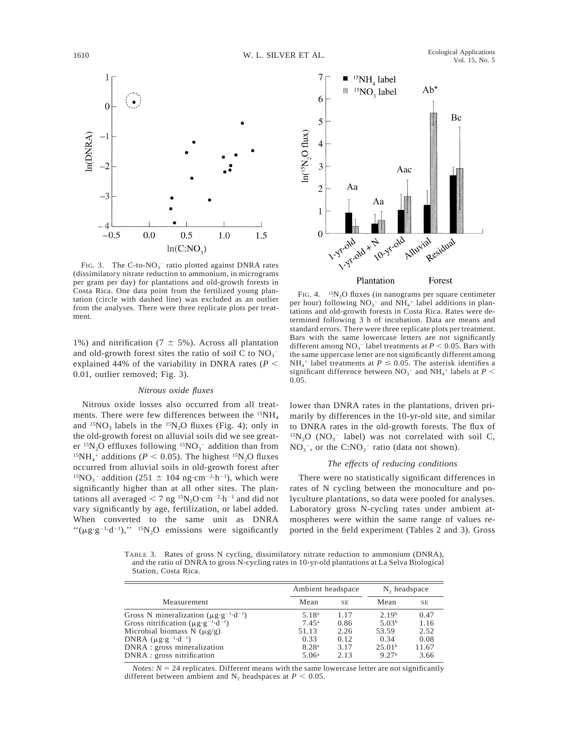FIG. 3. The C-to-$NO_3^-$ ratio plotted against DNRA rates (dissimilatory nitrate reduction to ammonium, in micrograms per gram per day) for plantations and old-growth forests in Costa Rica. One data point from the fertilized young plantation (circle with dashed line) was excluded as an outlier from the analyses. There were three replicate plots per treatment.

FIG. 4. $^{15}N_2O$ fluxes (in nanograms per square centimeter per hour) following $NO_3^-$ and $NH_4^+$ label additions in plantations and old-growth forests in Costa Rica. Rates were determined following 3 h of incubation. Data are means and standard errors. There were three replicate plots per treatment. Bars with the same lowercase letters are not significantly different among $NO_3^-$ label treatments at $P < 0.05$. Bars with the same uppercase letter are not significantly different among $NH_4^+$ label treatments at $P \leq 0.05$. The asterisk identifies a significant difference between $NO_3^-$ and $NH_4^+$ labels at $P < 0.05$.

1%) and nitrification (7 ± 5%). Across all plantation and old-growth forest sites the ratio of soil C to $NO_3^-$ explained 44% of the variability in DNRA rates ($P < 0.01$, outlier removed; Fig. 3).

### *Nitrous oxide fluxes*

Nitrous oxide losses also occurred from all treatments. There were few differences between the $^{15}NH_4$ and $^{15}NO_3$ labels in the $^{15}N_2O$ fluxes (Fig. 4); only in the old-growth forest on alluvial soils did we see greater $^{15}N_2O$ effluxes following $^{15}NO_3^-$ addition than from $^{15}NH_4^+$ additions ($P < 0.05$). The highest $^{15}N_2O$ fluxes occurred from alluvial soils in old-growth forest after $^{15}NO_3^-$ addition (251 ± 104 $ng \cdot cm^{-2} \cdot h^{-1}$), which were significantly higher than at all other sites. The plantations all averaged < 7 ng $^{15}N_2O \cdot cm^{-2} \cdot h^{-1}$ and did not vary significantly by age, fertilization, or label added. When converted to the same unit as DNRA "($\mu g \cdot g^{-1} \cdot d^{-1}$)," $^{15}N_2O$ emissions were significantly lower than DNRA rates in the plantations, driven primarily by differences in the 10-yr-old site, and similar to DNRA rates in the old-growth forests. The flux of $^{15}N_2O$ ($NO_3^-$ label) was not correlated with soil C, $NO_3^-$, or the C:$NO_3^-$ ratio (data not shown).

### *The effects of reducing conditions*

There were no statistically significant differences in rates of N cycling between the monoculture and polyculture plantations, so data were pooled for analyses. Laboratory gross N-cycling rates under ambient atmospheres were within the same range of values reported in the field experiment (Tables 2 and 3). Gross

TABLE 3. Rates of gross N cycling, dissimilatory nitrate reduction to ammonium (DNRA), and the ratio of DNRA to gross N-cycling rates in 10-yr-old plantations at La Selva Biological Station, Costa Rica.

| Measurement | Ambient headspace | | $N_2$ headspace | |
|---|---|---|---|---|
| | Mean | SE | Mean | SE |
| Gross N mineralization ($\mu g \cdot g^{-1} \cdot d^{-1}$) | 5.18[a] | 1.17 | 2.19[b] | 0.47 |
| Gross nitrification ($\mu g \cdot g^{-1} \cdot d^{-1}$) | 7.45[a] | 0.86 | 5.03[b] | 1.16 |
| Microbial biomass N ($\mu g/g$) | 51.13 | 2.26 | 53.59 | 2.52 |
| DNRA ($\mu g \cdot g^{-1} \cdot d^{-1}$) | 0.33 | 0.12 | 0.34 | 0.08 |
| DNRA : gross mineralization | 8.28[a] | 3.17 | 25.01[b] | 11.67 |
| DNRA : gross nitrification | 5.06[a] | 2.13 | 9.27[b] | 3.66 |

*Notes:* $N = 24$ replicates. Different means with the same lowercase letter are not significantly different between ambient and $N_2$ headspaces at $P < 0.05$.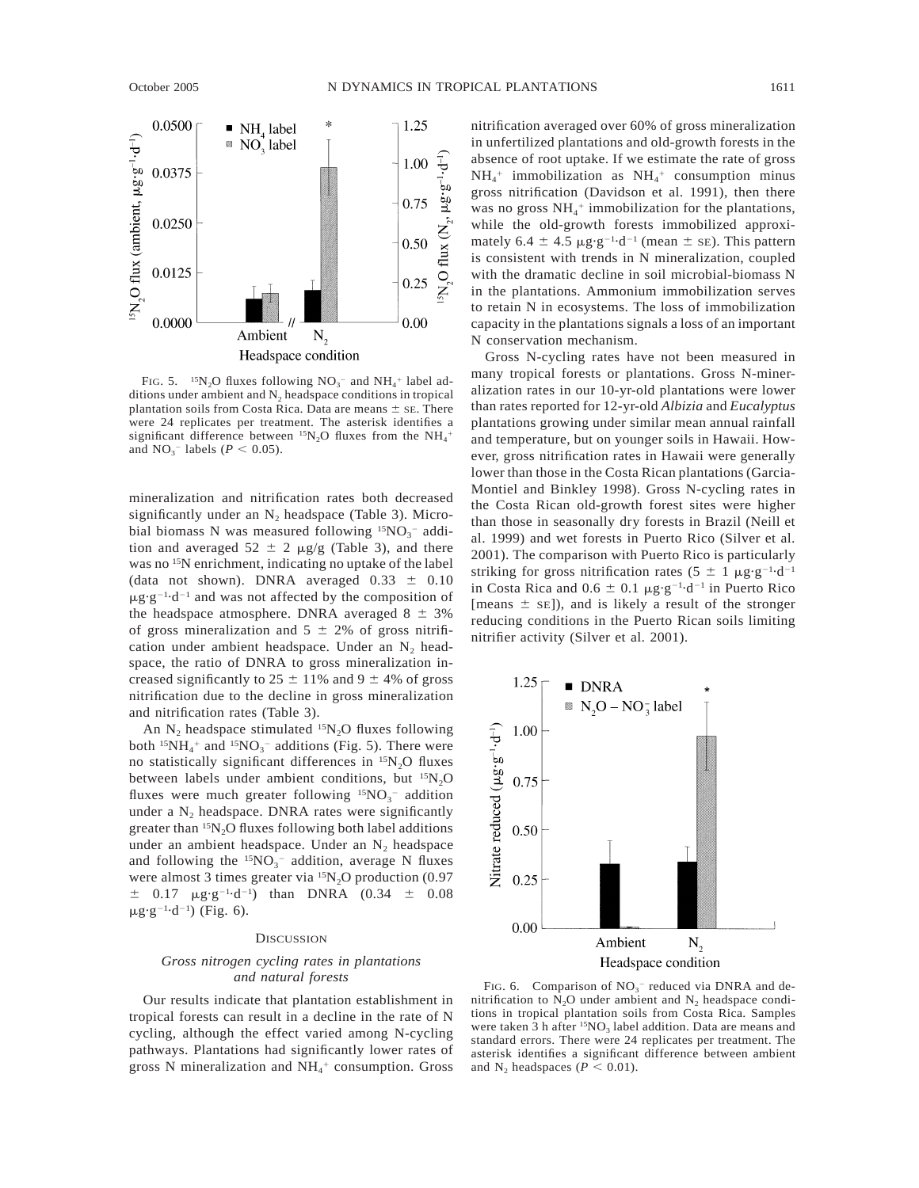FIG. 5. $^{15}N_2O$ fluxes following $NO_3^-$ and $NH_4^+$ label additions under ambient and $N_2$ headspace conditions in tropical plantation soils from Costa Rica. Data are means $\pm$ SE. There were 24 replicates per treatment. The asterisk identifies a significant difference between $^{15}N_2O$ fluxes from the $NH_4^+$ and $NO_3^-$ labels ($P < 0.05$).

mineralization and nitrification rates both decreased significantly under an $N_2$ headspace (Table 3). Microbial biomass N was measured following $^{15}NO_3^-$ addition and averaged $52 \pm 2$ μg/g (Table 3), and there was no $^{15}N$ enrichment, indicating no uptake of the label (data not shown). DNRA averaged $0.33 \pm 0.10$ $\mu g \cdot g^{-1} \cdot d^{-1}$ and was not affected by the composition of the headspace atmosphere. DNRA averaged $8 \pm 3\%$ of gross mineralization and $5 \pm 2\%$ of gross nitrification under ambient headspace. Under an $N_2$ headspace, the ratio of DNRA to gross mineralization increased significantly to $25 \pm 11\%$ and $9 \pm 4\%$ of gross nitrification due to the decline in gross mineralization and nitrification rates (Table 3).

An $N_2$ headspace stimulated $^{15}N_2O$ fluxes following both $^{15}NH_4^+$ and $^{15}NO_3^-$ additions (Fig. 5). There were no statistically significant differences in $^{15}N_2O$ fluxes between labels under ambient conditions, but $^{15}N_2O$ fluxes were much greater following $^{15}NO_3^-$ addition under a $N_2$ headspace. DNRA rates were significantly greater than $^{15}N_2O$ fluxes following both label additions under an ambient headspace. Under an $N_2$ headspace and following the $^{15}NO_3^-$ addition, average N fluxes were almost 3 times greater via $^{15}N_2O$ production ($0.97 \pm 0.17$ $\mu g \cdot g^{-1} \cdot d^{-1}$) than DNRA ($0.34 \pm 0.08$ $\mu g \cdot g^{-1} \cdot d^{-1}$) (Fig. 6).

## DISCUSSION

### *Gross nitrogen cycling rates in plantations and natural forests*

Our results indicate that plantation establishment in tropical forests can result in a decline in the rate of N cycling, although the effect varied among N-cycling pathways. Plantations had significantly lower rates of gross N mineralization and $NH_4^+$ consumption. Gross nitrification averaged over 60% of gross mineralization in unfertilized plantations and old-growth forests in the absence of root uptake. If we estimate the rate of gross $NH_4^+$ immobilization as $NH_4^+$ consumption minus gross nitrification (Davidson et al. 1991), then there was no gross $NH_4^+$ immobilization for the plantations, while the old-growth forests immobilized approximately $6.4 \pm 4.5$ $\mu g \cdot g^{-1} \cdot d^{-1}$ (mean $\pm$ SE). This pattern is consistent with trends in N mineralization, coupled with the dramatic decline in soil microbial-biomass N in the plantations. Ammonium immobilization serves to retain N in ecosystems. The loss of immobilization capacity in the plantations signals a loss of an important N conservation mechanism.

Gross N-cycling rates have not been measured in many tropical forests or plantations. Gross N-mineralization rates in our 10-yr-old plantations were lower than rates reported for 12-yr-old *Albizia* and *Eucalyptus* plantations growing under similar mean annual rainfall and temperature, but on younger soils in Hawaii. However, gross nitrification rates in Hawaii were generally lower than those in the Costa Rican plantations (Garcia-Montiel and Binkley 1998). Gross N-cycling rates in the Costa Rican old-growth forest sites were higher than those in seasonally dry forests in Brazil (Neill et al. 1999) and wet forests in Puerto Rico (Silver et al. 2001). The comparison with Puerto Rico is particularly striking for gross nitrification rates ($5 \pm 1$ $\mu g \cdot g^{-1} \cdot d^{-1}$ in Costa Rica and $0.6 \pm 0.1$ $\mu g \cdot g^{-1} \cdot d^{-1}$ in Puerto Rico [means $\pm$ SE]), and is likely a result of the stronger reducing conditions in the Puerto Rican soils limiting nitrifier activity (Silver et al. 2001).

FIG. 6. Comparison of $NO_3^-$ reduced via DNRA and denitrification to $N_2O$ under ambient and $N_2$ headspace conditions in tropical plantation soils from Costa Rica. Samples were taken 3 h after $^{15}NO_3$ label addition. Data are means and standard errors. There were 24 replicates per treatment. The asterisk identifies a significant difference between ambient and $N_2$ headspaces ($P < 0.01$).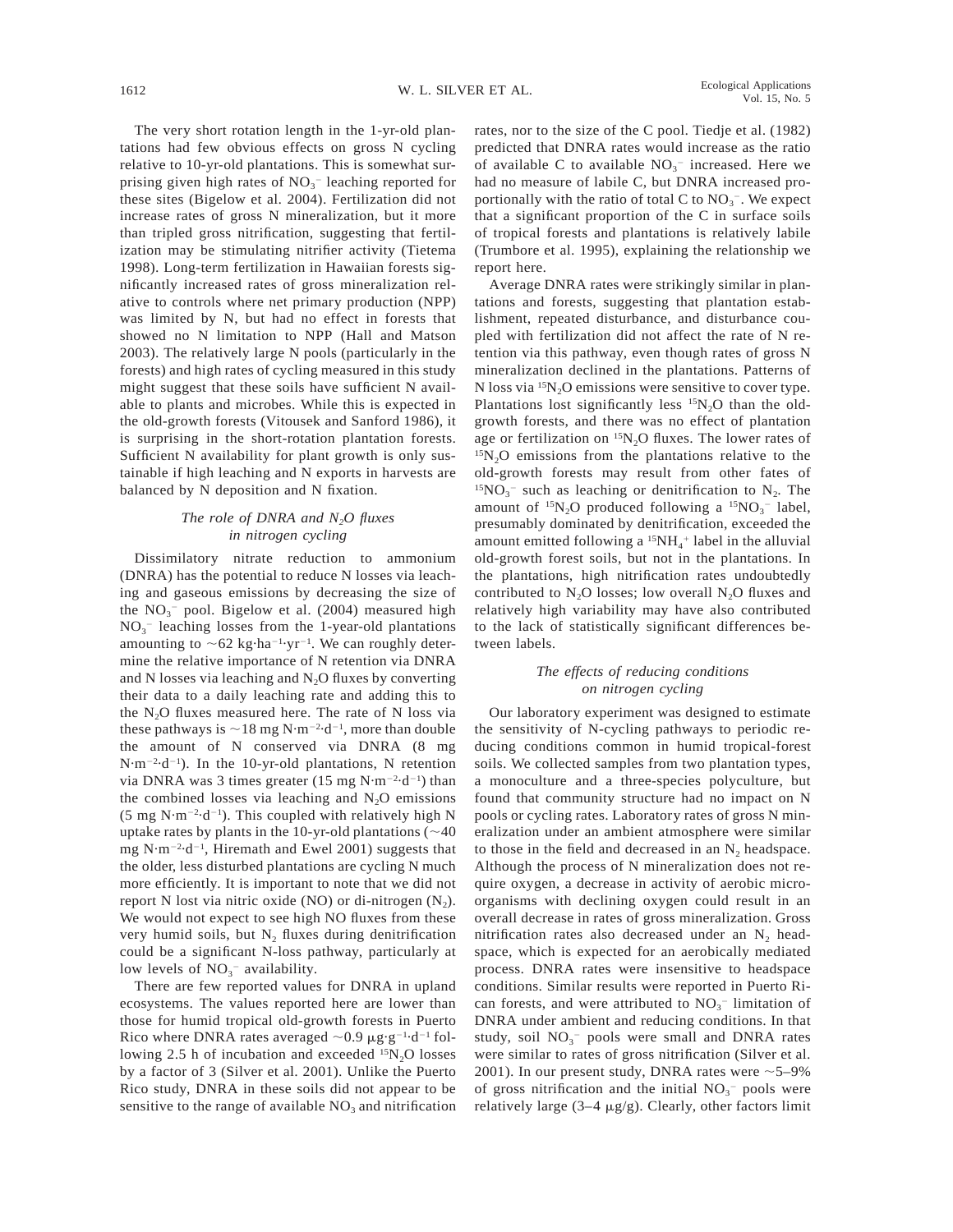The very short rotation length in the 1-yr-old plantations had few obvious effects on gross N cycling relative to 10-yr-old plantations. This is somewhat surprising given high rates of $NO_3^-$ leaching reported for these sites (Bigelow et al. 2004). Fertilization did not increase rates of gross N mineralization, but it more than tripled gross nitrification, suggesting that fertilization may be stimulating nitrifier activity (Tietema 1998). Long-term fertilization in Hawaiian forests significantly increased rates of gross mineralization relative to controls where net primary production (NPP) was limited by N, but had no effect in forests that showed no N limitation to NPP (Hall and Matson 2003). The relatively large N pools (particularly in the forests) and high rates of cycling measured in this study might suggest that these soils have sufficient N available to plants and microbes. While this is expected in the old-growth forests (Vitousek and Sanford 1986), it is surprising in the short-rotation plantation forests. Sufficient N availability for plant growth is only sustainable if high leaching and N exports in harvests are balanced by N deposition and N fixation.

### *The role of DNRA and $N_2O$ fluxes in nitrogen cycling*

Dissimilatory nitrate reduction to ammonium (DNRA) has the potential to reduce N losses via leaching and gaseous emissions by decreasing the size of the $NO_3^-$ pool. Bigelow et al. (2004) measured high $NO_3^-$ leaching losses from the 1-year-old plantations amounting to $\sim$62 $kg \cdot ha^{-1} \cdot yr^{-1}$. We can roughly determine the relative importance of N retention via DNRA and N losses via leaching and $N_2O$ fluxes by converting their data to a daily leaching rate and adding this to the $N_2O$ fluxes measured here. The rate of N loss via these pathways is $\sim$18 mg $N \cdot m^{-2} \cdot d^{-1}$, more than double the amount of N conserved via DNRA (8 mg $N \cdot m^{-2} \cdot d^{-1}$). In the 10-yr-old plantations, N retention via DNRA was 3 times greater (15 mg $N \cdot m^{-2} \cdot d^{-1}$) than the combined losses via leaching and $N_2O$ emissions (5 mg $N \cdot m^{-2} \cdot d^{-1}$). This coupled with relatively high N uptake rates by plants in the 10-yr-old plantations ($\sim$40 mg $N \cdot m^{-2} \cdot d^{-1}$, Hiremath and Ewel 2001) suggests that the older, less disturbed plantations are cycling N much more efficiently. It is important to note that we did not report N lost via nitric oxide (NO) or di-nitrogen ($N_2$). We would not expect to see high NO fluxes from these very humid soils, but $N_2$ fluxes during denitrification could be a significant N-loss pathway, particularly at low levels of $NO_3^-$ availability.

There are few reported values for DNRA in upland ecosystems. The values reported here are lower than those for humid tropical old-growth forests in Puerto Rico where DNRA rates averaged $\sim$0.9 $\mu g \cdot g^{-1} \cdot d^{-1}$ following 2.5 h of incubation and exceeded $^{15}N_2O$ losses by a factor of 3 (Silver et al. 2001). Unlike the Puerto Rico study, DNRA in these soils did not appear to be sensitive to the range of available $NO_3$ and nitrification rates, nor to the size of the C pool. Tiedje et al. (1982) predicted that DNRA rates would increase as the ratio of available C to available $NO_3^-$ increased. Here we had no measure of labile C, but DNRA increased proportionally with the ratio of total C to $NO_3^-$. We expect that a significant proportion of the C in surface soils of tropical forests and plantations is relatively labile (Trumbore et al. 1995), explaining the relationship we report here.

Average DNRA rates were strikingly similar in plantations and forests, suggesting that plantation establishment, repeated disturbance, and disturbance coupled with fertilization did not affect the rate of N retention via this pathway, even though rates of gross N mineralization declined in the plantations. Patterns of N loss via $^{15}N_2O$ emissions were sensitive to cover type. Plantations lost significantly less $^{15}N_2O$ than the old-growth forests, and there was no effect of plantation age or fertilization on $^{15}N_2O$ fluxes. The lower rates of $^{15}N_2O$ emissions from the plantations relative to the old-growth forests may result from other fates of $^{15}NO_3^-$ such as leaching or denitrification to $N_2$. The amount of $^{15}N_2O$ produced following a $^{15}NO_3^-$ label, presumably dominated by denitrification, exceeded the amount emitted following a $^{15}NH_4^+$ label in the alluvial old-growth forest soils, but not in the plantations. In the plantations, high nitrification rates undoubtedly contributed to $N_2O$ losses; low overall $N_2O$ fluxes and relatively high variability may have also contributed to the lack of statistically significant differences between labels.

### *The effects of reducing conditions on nitrogen cycling*

Our laboratory experiment was designed to estimate the sensitivity of N-cycling pathways to periodic reducing conditions common in humid tropical-forest soils. We collected samples from two plantation types, a monoculture and a three-species polyculture, but found that community structure had no impact on N pools or cycling rates. Laboratory rates of gross N mineralization under an ambient atmosphere were similar to those in the field and decreased in an $N_2$ headspace. Although the process of N mineralization does not require oxygen, a decrease in activity of aerobic microorganisms with declining oxygen could result in an overall decrease in rates of gross mineralization. Gross nitrification rates also decreased under an $N_2$ headspace, which is expected for an aerobically mediated process. DNRA rates were insensitive to headspace conditions. Similar results were reported in Puerto Rican forests, and were attributed to $NO_3^-$ limitation of DNRA under ambient and reducing conditions. In that study, soil $NO_3^-$ pools were small and DNRA rates were similar to rates of gross nitrification (Silver et al. 2001). In our present study, DNRA rates were $\sim$5–9% of gross nitrification and the initial $NO_3^-$ pools were relatively large (3–4 $\mu g/g$). Clearly, other factors limit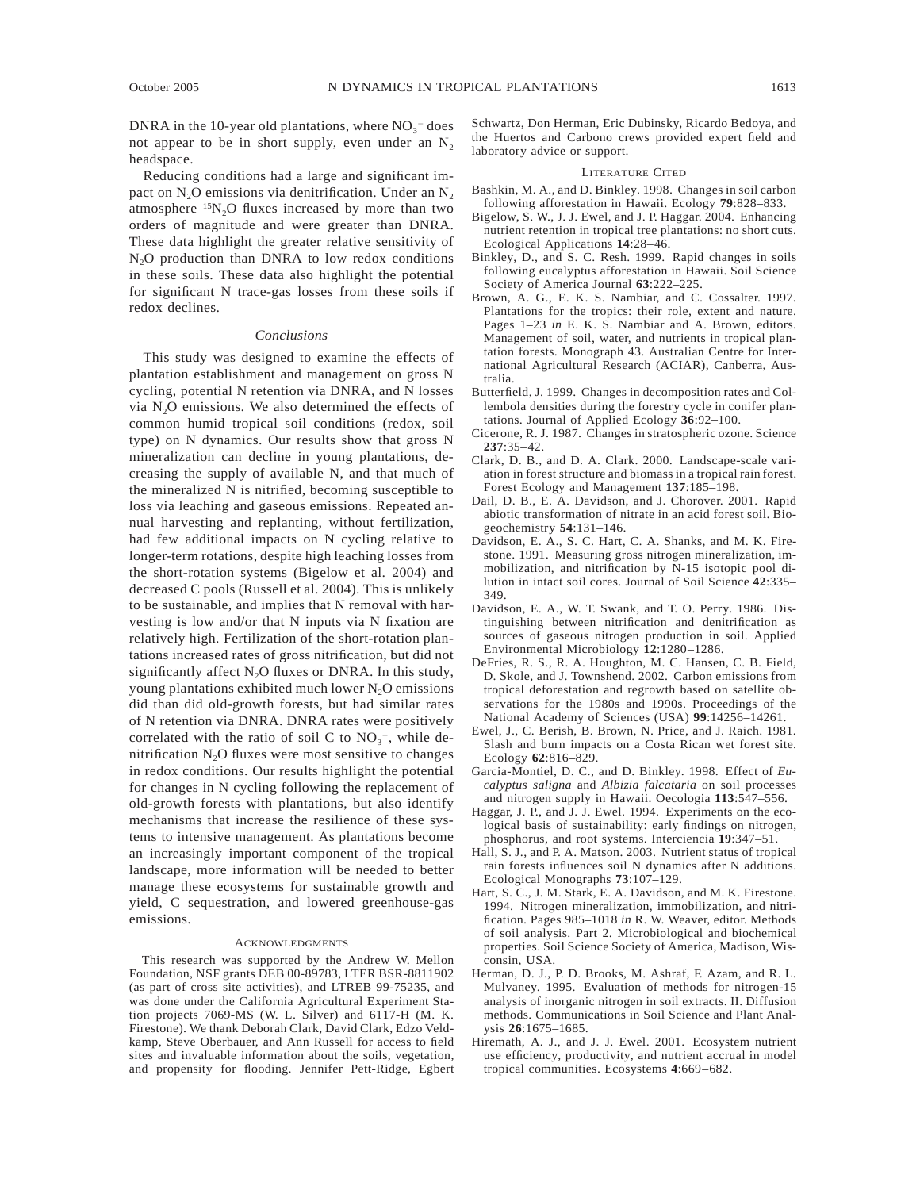DNRA in the 10-year old plantations, where $NO_3^-$ does not appear to be in short supply, even under an $N_2$ headspace.

Reducing conditions had a large and significant impact on $N_2O$ emissions via denitrification. Under an $N_2$ atmosphere $^{15}N_2O$ fluxes increased by more than two orders of magnitude and were greater than DNRA. These data highlight the greater relative sensitivity of $N_2O$ production than DNRA to low redox conditions in these soils. These data also highlight the potential for significant N trace-gas losses from these soils if redox declines.

### *Conclusions*

This study was designed to examine the effects of plantation establishment and management on gross N cycling, potential N retention via DNRA, and N losses via $N_2O$ emissions. We also determined the effects of common humid tropical soil conditions (redox, soil type) on N dynamics. Our results show that gross N mineralization can decline in young plantations, decreasing the supply of available N, and that much of the mineralized N is nitrified, becoming susceptible to loss via leaching and gaseous emissions. Repeated annual harvesting and replanting, without fertilization, had few additional impacts on N cycling relative to longer-term rotations, despite high leaching losses from the short-rotation systems (Bigelow et al. 2004) and decreased C pools (Russell et al. 2004). This is unlikely to be sustainable, and implies that N removal with harvesting is low and/or that N inputs via N fixation are relatively high. Fertilization of the short-rotation plantations increased rates of gross nitrification, but did not significantly affect $N_2O$ fluxes or DNRA. In this study, young plantations exhibited much lower $N_2O$ emissions did than did old-growth forests, but had similar rates of N retention via DNRA. DNRA rates were positively correlated with the ratio of soil C to $NO_3^-$, while denitrification $N_2O$ fluxes were most sensitive to changes in redox conditions. Our results highlight the potential for changes in N cycling following the replacement of old-growth forests with plantations, but also identify mechanisms that increase the resilience of these systems to intensive management. As plantations become an increasingly important component of the tropical landscape, more information will be needed to better manage these ecosystems for sustainable growth and yield, C sequestration, and lowered greenhouse-gas emissions.

## Acknowledgments

This research was supported by the Andrew W. Mellon Foundation, NSF grants DEB 00-89783, LTER BSR-8811902 (as part of cross site activities), and LTREB 99-75235, and was done under the California Agricultural Experiment Station projects 7069-MS (W. L. Silver) and 6117-H (M. K. Firestone). We thank Deborah Clark, David Clark, Edzo Veldkamp, Steve Oberbauer, and Ann Russell for access to field sites and invaluable information about the soils, vegetation, and propensity for flooding. Jennifer Pett-Ridge, Egbert Schwartz, Don Herman, Eric Dubinsky, Ricardo Bedoya, and the Huertos and Carbono crews provided expert field and laboratory advice or support.

## Literature Cited

Bashkin, M. A., and D. Binkley. 1998. Changes in soil carbon following afforestation in Hawaii. Ecology **79**:828–833.

Bigelow, S. W., J. J. Ewel, and J. P. Haggar. 2004. Enhancing nutrient retention in tropical tree plantations: no short cuts. Ecological Applications **14**:28–46.

Binkley, D., and S. C. Resh. 1999. Rapid changes in soils following eucalyptus afforestation in Hawaii. Soil Science Society of America Journal **63**:222–225.

Brown, A. G., E. K. S. Nambiar, and C. Cossalter. 1997. Plantations for the tropics: their role, extent and nature. Pages 1–23 *in* E. K. S. Nambiar and A. Brown, editors. Management of soil, water, and nutrients in tropical plantation forests. Monograph 43. Australian Centre for International Agricultural Research (ACIAR), Canberra, Australia.

Butterfield, J. 1999. Changes in decomposition rates and Collembola densities during the forestry cycle in conifer plantations. Journal of Applied Ecology **36**:92–100.

Cicerone, R. J. 1987. Changes in stratospheric ozone. Science **237**:35–42.

Clark, D. B., and D. A. Clark. 2000. Landscape-scale variation in forest structure and biomass in a tropical rain forest. Forest Ecology and Management **137**:185–198.

Dail, D. B., E. A. Davidson, and J. Chorover. 2001. Rapid abiotic transformation of nitrate in an acid forest soil. Biogeochemistry **54**:131–146.

Davidson, E. A., S. C. Hart, C. A. Shanks, and M. K. Firestone. 1991. Measuring gross nitrogen mineralization, immobilization, and nitrification by N-15 isotopic pool dilution in intact soil cores. Journal of Soil Science **42**:335–349.

Davidson, E. A., W. T. Swank, and T. O. Perry. 1986. Distinguishing between nitrification and denitrification as sources of gaseous nitrogen production in soil. Applied Environmental Microbiology **12**:1280–1286.

DeFries, R. S., R. A. Houghton, M. C. Hansen, C. B. Field, D. Skole, and J. Townshend. 2002. Carbon emissions from tropical deforestation and regrowth based on satellite observations for the 1980s and 1990s. Proceedings of the National Academy of Sciences (USA) **99**:14256–14261.

Ewel, J., C. Berish, B. Brown, N. Price, and J. Raich. 1981. Slash and burn impacts on a Costa Rican wet forest site. Ecology **62**:816–829.

Garcia-Montiel, D. C., and D. Binkley. 1998. Effect of *Eucalyptus saligna* and *Albizia falcataria* on soil processes and nitrogen supply in Hawaii. Oecologia **113**:547–556.

Haggar, J. P., and J. J. Ewel. 1994. Experiments on the ecological basis of sustainability: early findings on nitrogen, phosphorus, and root systems. Interciencia **19**:347–51.

Hall, S. J., and P. A. Matson. 2003. Nutrient status of tropical rain forests influences soil N dynamics after N additions. Ecological Monographs **73**:107–129.

Hart, S. C., J. M. Stark, E. A. Davidson, and M. K. Firestone. 1994. Nitrogen mineralization, immobilization, and nitrification. Pages 985–1018 *in* R. W. Weaver, editor. Methods of soil analysis. Part 2. Microbiological and biochemical properties. Soil Science Society of America, Madison, Wisconsin, USA.

Herman, D. J., P. D. Brooks, M. Ashraf, F. Azam, and R. L. Mulvaney. 1995. Evaluation of methods for nitrogen-15 analysis of inorganic nitrogen in soil extracts. II. Diffusion methods. Communications in Soil Science and Plant Analysis **26**:1675–1685.

Hiremath, A. J., and J. J. Ewel. 2001. Ecosystem nutrient use efficiency, productivity, and nutrient accrual in model tropical communities. Ecosystems **4**:669–682.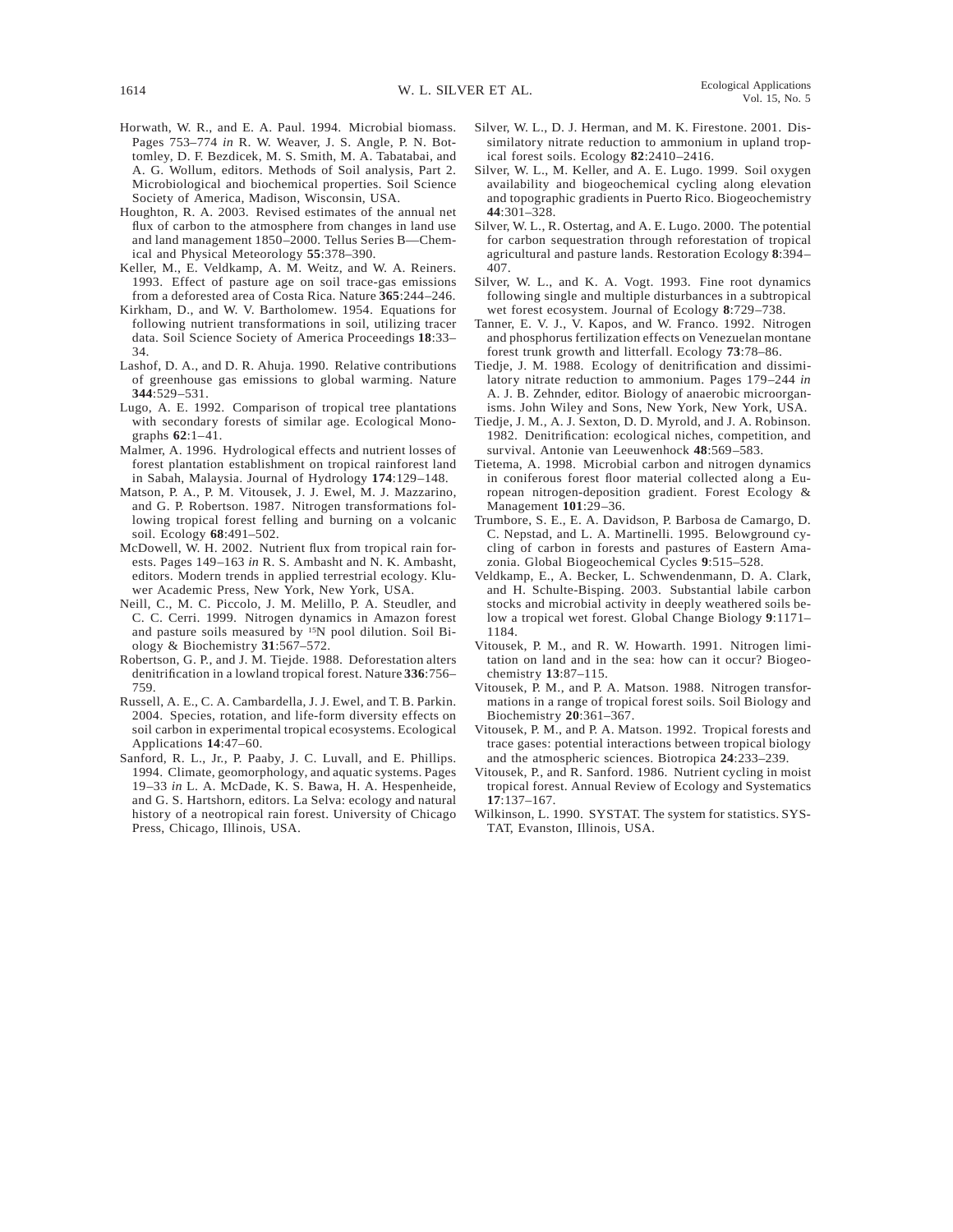Horwath, W. R., and E. A. Paul. 1994. Microbial biomass. Pages 753–774 *in* R. W. Weaver, J. S. Angle, P. N. Bottomley, D. F. Bezdicek, M. S. Smith, M. A. Tabatabai, and A. G. Wollum, editors. Methods of Soil analysis, Part 2. Microbiological and biochemical properties. Soil Science Society of America, Madison, Wisconsin, USA.

Houghton, R. A. 2003. Revised estimates of the annual net flux of carbon to the atmosphere from changes in land use and land management 1850–2000. Tellus Series B—Chemical and Physical Meteorology **55**:378–390.

Keller, M., E. Veldkamp, A. M. Weitz, and W. A. Reiners. 1993. Effect of pasture age on soil trace-gas emissions from a deforested area of Costa Rica. Nature **365**:244–246.

Kirkham, D., and W. V. Bartholomew. 1954. Equations for following nutrient transformations in soil, utilizing tracer data. Soil Science Society of America Proceedings **18**:33–34.

Lashof, D. A., and D. R. Ahuja. 1990. Relative contributions of greenhouse gas emissions to global warming. Nature **344**:529–531.

Lugo, A. E. 1992. Comparison of tropical tree plantations with secondary forests of similar age. Ecological Monographs **62**:1–41.

Malmer, A. 1996. Hydrological effects and nutrient losses of forest plantation establishment on tropical rainforest land in Sabah, Malaysia. Journal of Hydrology **174**:129–148.

Matson, P. A., P. M. Vitousek, J. J. Ewel, M. J. Mazzarino, and G. P. Robertson. 1987. Nitrogen transformations following tropical forest felling and burning on a volcanic soil. Ecology **68**:491–502.

McDowell, W. H. 2002. Nutrient flux from tropical rain forests. Pages 149–163 *in* R. S. Ambasht and N. K. Ambasht, editors. Modern trends in applied terrestrial ecology. Kluwer Academic Press, New York, New York, USA.

Neill, C., M. C. Piccolo, J. M. Melillo, P. A. Steudler, and C. C. Cerri. 1999. Nitrogen dynamics in Amazon forest and pasture soils measured by $^{15}$N pool dilution. Soil Biology & Biochemistry **31**:567–572.

Robertson, G. P., and J. M. Tiejde. 1988. Deforestation alters denitrification in a lowland tropical forest. Nature **336**:756–759.

Russell, A. E., C. A. Cambardella, J. J. Ewel, and T. B. Parkin. 2004. Species, rotation, and life-form diversity effects on soil carbon in experimental tropical ecosystems. Ecological Applications **14**:47–60.

Sanford, R. L., Jr., P. Paaby, J. C. Luvall, and E. Phillips. 1994. Climate, geomorphology, and aquatic systems. Pages 19–33 *in* L. A. McDade, K. S. Bawa, H. A. Hespenheide, and G. S. Hartshorn, editors. La Selva: ecology and natural history of a neotropical rain forest. University of Chicago Press, Chicago, Illinois, USA.

Silver, W. L., D. J. Herman, and M. K. Firestone. 2001. Dissimilatory nitrate reduction to ammonium in upland tropical forest soils. Ecology **82**:2410–2416.

Silver, W. L., M. Keller, and A. E. Lugo. 1999. Soil oxygen availability and biogeochemical cycling along elevation and topographic gradients in Puerto Rico. Biogeochemistry **44**:301–328.

Silver, W. L., R. Ostertag, and A. E. Lugo. 2000. The potential for carbon sequestration through reforestation of tropical agricultural and pasture lands. Restoration Ecology **8**:394–407.

Silver, W. L., and K. A. Vogt. 1993. Fine root dynamics following single and multiple disturbances in a subtropical wet forest ecosystem. Journal of Ecology **8**:729–738.

Tanner, E. V. J., V. Kapos, and W. Franco. 1992. Nitrogen and phosphorus fertilization effects on Venezuelan montane forest trunk growth and litterfall. Ecology **73**:78–86.

Tiedje, J. M. 1988. Ecology of denitrification and dissimilatory nitrate reduction to ammonium. Pages 179–244 *in* A. J. B. Zehnder, editor. Biology of anaerobic microorganisms. John Wiley and Sons, New York, New York, USA.

Tiedje, J. M., A. J. Sexton, D. D. Myrold, and J. A. Robinson. 1982. Denitrification: ecological niches, competition, and survival. Antonie van Leeuwenhock **48**:569–583.

Tietema, A. 1998. Microbial carbon and nitrogen dynamics in coniferous forest floor material collected along a European nitrogen-deposition gradient. Forest Ecology & Management **101**:29–36.

Trumbore, S. E., E. A. Davidson, P. Barbosa de Camargo, D. C. Nepstad, and L. A. Martinelli. 1995. Belowground cycling of carbon in forests and pastures of Eastern Amazonia. Global Biogeochemical Cycles **9**:515–528.

Veldkamp, E., A. Becker, L. Schwendenmann, D. A. Clark, and H. Schulte-Bisping. 2003. Substantial labile carbon stocks and microbial activity in deeply weathered soils below a tropical wet forest. Global Change Biology **9**:1171–1184.

Vitousek, P. M., and R. W. Howarth. 1991. Nitrogen limitation on land and in the sea: how can it occur? Biogeochemistry **13**:87–115.

Vitousek, P. M., and P. A. Matson. 1988. Nitrogen transformations in a range of tropical forest soils. Soil Biology and Biochemistry **20**:361–367.

Vitousek, P. M., and P. A. Matson. 1992. Tropical forests and trace gases: potential interactions between tropical biology and the atmospheric sciences. Biotropica **24**:233–239.

Vitousek, P., and R. Sanford. 1986. Nutrient cycling in moist tropical forest. Annual Review of Ecology and Systematics **17**:137–167.

Wilkinson, L. 1990. SYSTAT. The system for statistics. SYSTAT, Evanston, Illinois, USA.